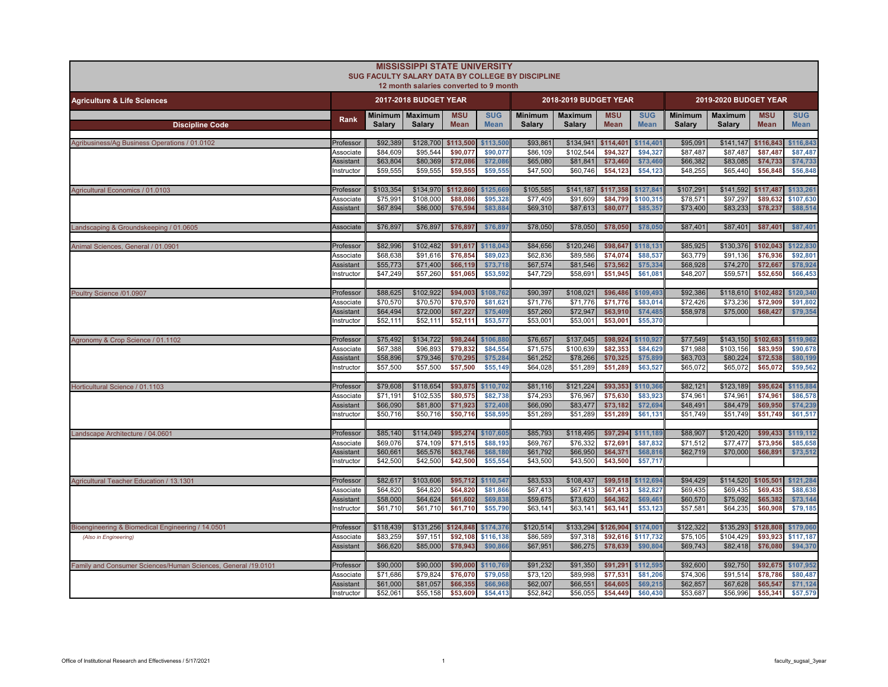# MISSISSIPPI STATE UNIVERSITY

## SUG FACULTY SALARY DATA BY COLLEGE BY DISCIPLINE

12 month salaries converted to 9 month

| Agriculture & Life Sciences | | 2017-2018 BUDGET YEAR | | | | 2018-2019 BUDGET YEAR | | | | 2019-2020 BUDGET YEAR | | | |
|---|---|---|---|---|---|---|---|---|---|---|---|---|---|
| Discipline Code | Rank | Minimum Salary | Maximum Salary | MSU Mean | SUG Mean | Minimum Salary | Maximum Salary | MSU Mean | SUG Mean | Minimum Salary | Maximum Salary | MSU Mean | SUG Mean |
| Agribusiness/Ag Business Operations / 01.0102 | Professor | $92,389 | $128,700 | $113,500 | $113,500 | $93,861 | $134,941 | $114,401 | $114,401 | $95,091 | $141,147 | $116,843 | $116,843 |
| | Associate | $84,609 | $95,544 | $90,077 | $90,077 | $86,109 | $102,544 | $94,327 | $94,327 | $87,487 | $87,487 | $87,487 | $87,487 |
| | Assistant | $63,804 | $80,369 | $72,086 | $72,086 | $65,080 | $81,841 | $73,460 | $73,460 | $66,382 | $83,085 | $74,733 | $74,733 |
| | Instructor | $59,555 | $59,555 | $59,555 | $59,555 | $47,500 | $60,746 | $54,123 | $54,123 | $48,255 | $65,440 | $56,848 | $56,848 |
| Agricultural Economics / 01.0103 | Professor | $103,354 | $134,970 | $112,860 | $125,669 | $105,585 | $141,187 | $117,358 | $127,841 | $107,291 | $141,592 | $117,487 | $133,261 |
| | Associate | $75,991 | $108,000 | $88,086 | $95,328 | $77,409 | $91,609 | $84,799 | $100,315 | $78,571 | $97,297 | $89,632 | $107,630 |
| | Assistant | $67,894 | $86,000 | $76,594 | $83,884 | $69,310 | $87,613 | $80,077 | $85,357 | $73,400 | $83,233 | $78,237 | $88,514 |
| Landscaping & Groundskeeping / 01.0605 | Associate | $76,897 | $76,897 | $76,897 | $76,897 | $78,050 | $78,050 | $78,050 | $78,050 | $87,401 | $87,401 | $87,401 | $87,401 |
| Animal Sciences, General / 01.0901 | Professor | $82,996 | $102,482 | $91,617 | $118,043 | $84,656 | $120,246 | $98,647 | $118,131 | $85,925 | $130,376 | $102,043 | $122,830 |
| | Associate | $68,638 | $91,616 | $76,854 | $89,023 | $62,836 | $89,586 | $74,074 | $88,537 | $63,779 | $91,136 | $76,936 | $92,801 |
| | Assistant | $55,773 | $71,400 | $66,119 | $73,718 | $67,574 | $81,546 | $73,562 | $75,334 | $68,928 | $74,270 | $72,667 | $78,924 |
| | Instructor | $47,249 | $57,260 | $51,065 | $53,592 | $47,729 | $58,691 | $51,945 | $61,081 | $48,207 | $59,571 | $52,650 | $66,453 |
| Poultry Science /01.0907 | Professor | $88,625 | $102,922 | $94,003 | $108,762 | $90,397 | $108,021 | $96,486 | $109,493 | $92,386 | $118,610 | $102,482 | $120,340 |
| | Associate | $70,570 | $70,570 | $70,570 | $81,621 | $71,776 | $71,776 | $71,776 | $83,014 | $72,426 | $73,236 | $72,909 | $91,802 |
| | Assistant | $64,494 | $72,000 | $67,227 | $75,409 | $57,260 | $72,947 | $63,910 | $74,485 | $58,978 | $75,000 | $68,427 | $79,354 |
| | Instructor | $52,111 | $52,111 | $52,111 | $53,577 | $53,001 | $53,001 | $53,001 | $55,370 | | | | |
| Agronomy & Crop Science / 01.1102 | Professor | $75,492 | $134,722 | $98,244 | $106,880 | $76,657 | $137,045 | $98,924 | $110,927 | $77,549 | $143,150 | $102,683 | $119,962 |
| | Associate | $67,388 | $96,893 | $79,832 | $84,554 | $71,575 | $100,639 | $82,353 | $84,629 | $71,988 | $103,156 | $83,959 | $90,678 |
| | Assistant | $58,896 | $79,346 | $70,295 | $75,284 | $61,252 | $78,266 | $70,325 | $75,899 | $63,703 | $80,224 | $72,538 | $80,199 |
| | Instructor | $57,500 | $57,500 | $57,500 | $55,149 | $64,028 | $51,289 | $51,289 | $63,527 | $65,072 | $65,072 | $65,072 | $59,562 |
| Horticultural Science / 01.1103 | Professor | $79,608 | $118,654 | $93,875 | $110,702 | $81,116 | $121,224 | $93,353 | $110,366 | $82,121 | $123,189 | $95,624 | $115,884 |
| | Associate | $71,191 | $102,535 | $80,575 | $82,738 | $74,293 | $76,967 | $75,630 | $83,923 | $74,961 | $74,961 | $74,961 | $86,578 |
| | Assistant | $66,090 | $81,800 | $71,923 | $72,408 | $66,090 | $83,477 | $73,182 | $72,694 | $48,491 | $84,479 | $69,950 | $74,239 |
| | Instructor | $50,716 | $50,716 | $50,716 | $58,595 | $51,289 | $51,289 | $51,289 | $61,131 | $51,749 | $51,749 | $51,749 | $61,517 |
| Landscape Architecture / 04.0601 | Professor | $85,140 | $114,049 | $95,274 | $107,605 | $85,793 | $118,495 | $97,294 | $111,189 | $88,907 | $120,420 | $99,433 | $119,112 |
| | Associate | $69,076 | $74,109 | $71,515 | $88,193 | $69,767 | $76,332 | $72,691 | $87,832 | $71,512 | $77,477 | $73,956 | $85,658 |
| | Assistant | $60,661 | $65,576 | $63,746 | $68,180 | $61,792 | $66,950 | $64,371 | $68,816 | $62,719 | $70,000 | $66,891 | $73,512 |
| | Instructor | $42,500 | $42,500 | $42,500 | $55,554 | $43,500 | $43,500 | $43,500 | $57,717 | | | | |
| Agricultural Teacher Education / 13.1301 | Professor | $82,617 | $103,606 | $95,712 | $110,547 | $83,533 | $108,437 | $99,518 | $112,694 | $94,429 | $114,520 | $105,501 | $121,284 |
| | Associate | $64,820 | $64,820 | $64,820 | $81,866 | $67,413 | $67,413 | $67,413 | $82,827 | $69,435 | $69,435 | $69,435 | $88,638 |
| | Assistant | $58,000 | $64,624 | $61,602 | $69,838 | $59,675 | $73,620 | $64,362 | $69,461 | $60,570 | $75,092 | $65,382 | $73,144 |
| | Instructor | $61,710 | $61,710 | $61,710 | $55,790 | $63,141 | $63,141 | $63,141 | $53,123 | $57,581 | $64,235 | $60,908 | $79,185 |
| Bioengineering & Biomedical Engineering / 14.0501 | Professor | $118,439 | $131,256 | $124,848 | $174,376 | $120,514 | $133,294 | $126,904 | $174,001 | $122,322 | $135,293 | $128,808 | $179,060 |
| *(Also in Engineering)* | Associate | $83,259 | $97,151 | $92,108 | $116,138 | $86,589 | $97,318 | $92,616 | $117,732 | $75,105 | $104,429 | $93,923 | $117,187 |
| | Assistant | $66,620 | $85,000 | $78,943 | $90,866 | $67,951 | $86,275 | $78,639 | $90,804 | $69,743 | $82,418 | $76,080 | $94,370 |
| Family and Consumer Sciences/Human Sciences, General /19.0101 | Professor | $90,000 | $90,000 | $90,000 | $110,769 | $91,232 | $91,350 | $91,291 | $112,595 | $92,600 | $92,750 | $92,675 | $107,952 |
| | Associate | $71,686 | $79,824 | $76,070 | $79,058 | $73,120 | $89,998 | $77,531 | $81,206 | $74,306 | $91,514 | $78,786 | $80,487 |
| | Assistant | $61,000 | $81,057 | $66,355 | $66,968 | $62,007 | $66,551 | $64,605 | $69,215 | $62,857 | $67,628 | $65,547 | $71,124 |
| | Instructor | $52,061 | $55,158 | $53,609 | $54,413 | $52,842 | $56,055 | $54,449 | $60,430 | $53,687 | $56,996 | $55,341 | $57,579 |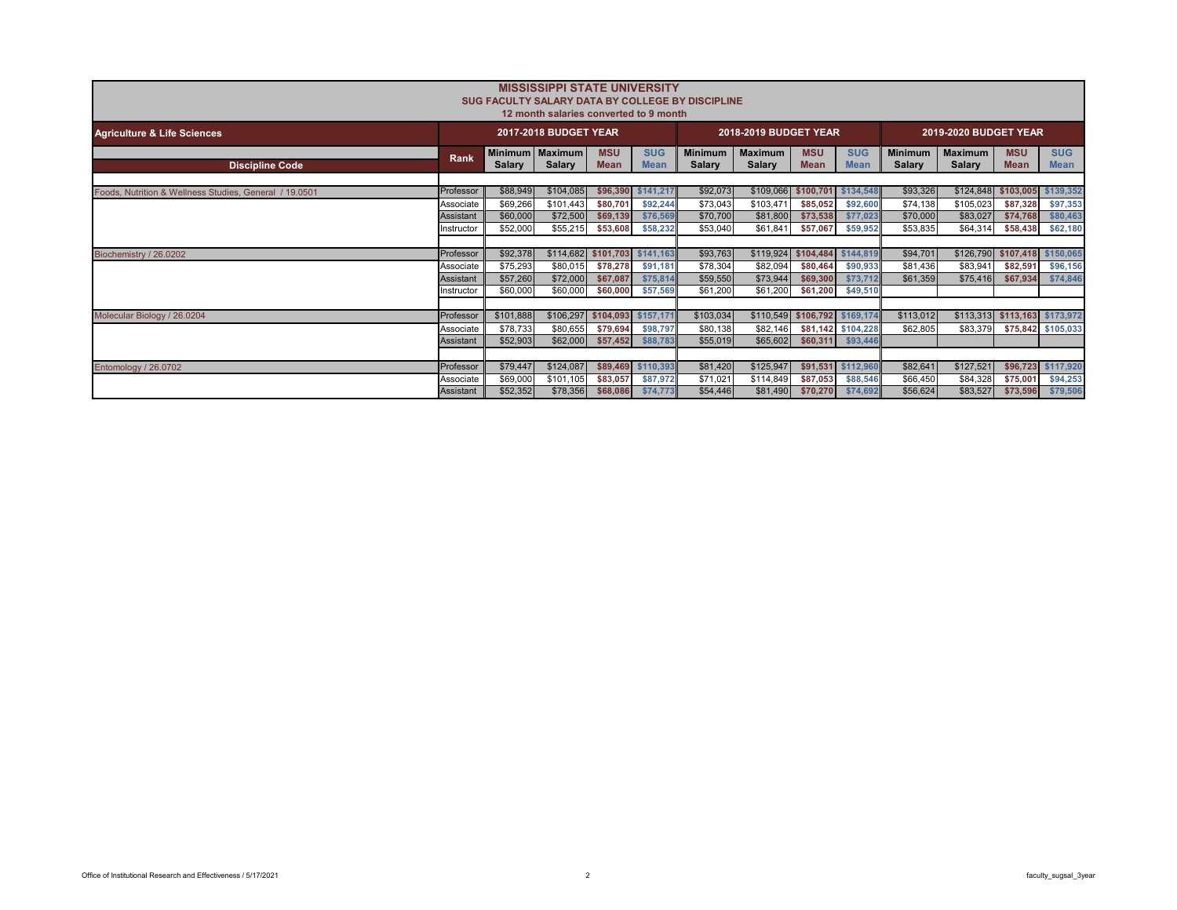# MISSISSIPPI STATE UNIVERSITY

## SUG FACULTY SALARY DATA BY COLLEGE BY DISCIPLINE

12 month salaries converted to 9 month

| Agriculture & Life Sciences | | 2017-2018 BUDGET YEAR | | | | 2018-2019 BUDGET YEAR | | | | 2019-2020 BUDGET YEAR | | | |
|---|---|---|---|---|---|---|---|---|---|---|---|---|---|
| Discipline Code | Rank | Minimum Salary | Maximum Salary | MSU Mean | SUG Mean | Minimum Salary | Maximum Salary | MSU Mean | SUG Mean | Minimum Salary | Maximum Salary | MSU Mean | SUG Mean |
| Foods, Nutrition & Wellness Studies, General / 19.0501 | Professor | $88,949 | $104,085 | $96,390 | $141,217 | $92,073 | $109,066 | $100,701 | $134,548 | $93,326 | $124,848 | $103,005 | $139,352 |
| | Associate | $69,266 | $101,443 | $80,701 | $92,244 | $73,043 | $103,471 | $85,052 | $92,600 | $74,138 | $105,023 | $87,328 | $97,353 |
| | Assistant | $60,000 | $72,500 | $69,139 | $76,569 | $70,700 | $81,800 | $73,538 | $77,023 | $70,000 | $83,027 | $74,768 | $80,463 |
| | Instructor | $52,000 | $55,215 | $53,608 | $58,232 | $53,040 | $61,841 | $57,067 | $59,952 | $53,835 | $64,314 | $58,438 | $62,180 |
| Biochemistry / 26.0202 | Professor | $92,378 | $114,682 | $101,703 | $141,163 | $93,763 | $119,924 | $104,484 | $144,819 | $94,701 | $126,790 | $107,418 | $150,065 |
| | Associate | $75,293 | $80,015 | $78,278 | $91,181 | $78,304 | $82,094 | $80,464 | $90,933 | $81,436 | $83,941 | $82,591 | $96,156 |
| | Assistant | $57,260 | $72,000 | $67,087 | $75,814 | $59,550 | $73,944 | $69,300 | $73,712 | $61,359 | $75,416 | $67,934 | $74,846 |
| | Instructor | $60,000 | $60,000 | $60,000 | $57,569 | $61,200 | $61,200 | $61,200 | $49,510 | | | | |
| Molecular Biology / 26.0204 | Professor | $101,888 | $106,297 | $104,093 | $157,171 | $103,034 | $110,549 | $106,792 | $169,174 | $113,012 | $113,313 | $113,163 | $173,972 |
| | Associate | $78,733 | $80,655 | $79,694 | $98,797 | $80,138 | $82,146 | $81,142 | $104,228 | $62,805 | $83,379 | $75,842 | $105,033 |
| | Assistant | $52,903 | $62,000 | $57,452 | $88,783 | $55,019 | $65,602 | $60,311 | $93,446 | | | | |
| Entomology / 26.0702 | Professor | $79,447 | $124,087 | $89,469 | $110,393 | $81,420 | $125,947 | $91,531 | $112,960 | $82,641 | $127,521 | $96,723 | $117,920 |
| | Associate | $69,000 | $101,105 | $83,057 | $87,972 | $71,021 | $114,849 | $87,053 | $88,546 | $66,450 | $84,328 | $75,001 | $94,253 |
| | Assistant | $52,352 | $78,356 | $68,086 | $74,773 | $54,446 | $81,490 | $70,270 | $74,692 | $56,624 | $83,527 | $73,596 | $79,506 |

Office of Institutional Research and Effectiveness / 5/17/2021

faculty_sugsal_3year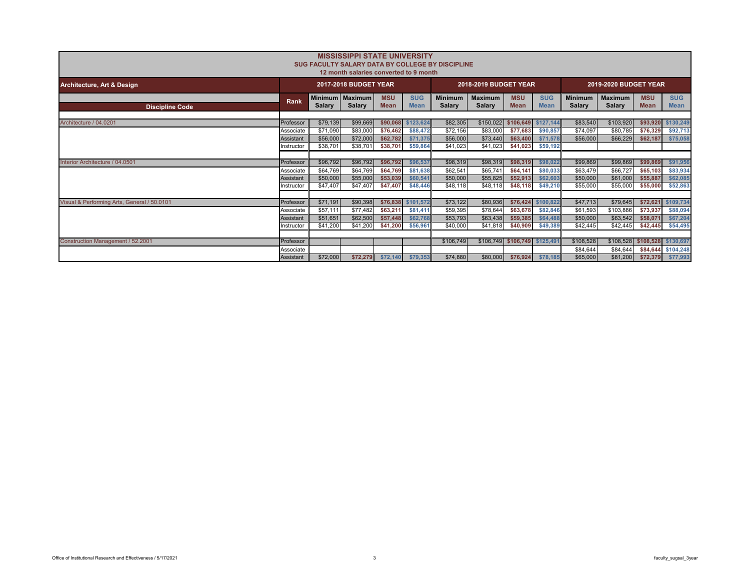# MISSISSIPPI STATE UNIVERSITY

## SUG FACULTY SALARY DATA BY COLLEGE BY DISCIPLINE

12 month salaries converted to 9 month

| Architecture, Art & Design | | 2017-2018 BUDGET YEAR | | | | 2018-2019 BUDGET YEAR | | | | 2019-2020 BUDGET YEAR | | | |
|---|---|---|---|---|---|---|---|---|---|---|---|---|---|
| Discipline Code | Rank | Minimum Salary | Maximum Salary | MSU Mean | SUG Mean | Minimum Salary | Maximum Salary | MSU Mean | SUG Mean | Minimum Salary | Maximum Salary | MSU Mean | SUG Mean |
| Architecture / 04.0201 | Professor | $79,139 | $99,669 | $90,068 | $123,624 | $82,305 | $150,022 | $106,649 | $127,144 | $83,540 | $103,920 | $93,920 | $130,249 |
| | Associate | $71,090 | $83,000 | $76,462 | $88,472 | $72,156 | $83,000 | $77,683 | $90,857 | $74,097 | $80,785 | $76,329 | $92,713 |
| | Assistant | $56,000 | $72,000 | $62,782 | $71,375 | $56,000 | $73,440 | $63,400 | $71,578 | $56,000 | $66,229 | $62,187 | $75,058 |
| | Instructor | $38,701 | $38,701 | $38,701 | $59,864 | $41,023 | $41,023 | $41,023 | $59,192 | | | | |
| Interior Architecture / 04.0501 | Professor | $96,792 | $96,792 | $96,792 | $96,537 | $98,319 | $98,319 | $98,319 | $98,022 | $99,869 | $99,869 | $99,869 | $91,956 |
| | Associate | $64,769 | $64,769 | $64,769 | $81,638 | $62,541 | $65,741 | $64,141 | $80,033 | $63,479 | $66,727 | $65,103 | $83,934 |
| | Assistant | $50,000 | $55,000 | $53,039 | $60,541 | $50,000 | $55,825 | $52,913 | $62,603 | $50,000 | $61,000 | $55,887 | $62,085 |
| | Instructor | $47,407 | $47,407 | $47,407 | $48,446 | $48,118 | $48,118 | $48,118 | $49,210 | $55,000 | $55,000 | $55,000 | $52,863 |
| Visual & Performing Arts, General / 50.0101 | Professor | $71,191 | $90,398 | $76,838 | $101,572 | $73,122 | $80,936 | $76,424 | $100,822 | $47,713 | $79,645 | $72,621 | $109,734 |
| | Associate | $57,111 | $77,482 | $63,211 | $81,411 | $59,395 | $78,644 | $63,678 | $82,846 | $61,593 | $103,886 | $73,937 | $88,094 |
| | Assistant | $51,651 | $62,500 | $57,448 | $62,768 | $53,793 | $63,438 | $59,385 | $64,488 | $50,000 | $63,542 | $58,071 | $67,204 |
| | Instructor | $41,200 | $41,200 | $41,200 | $56,961 | $40,000 | $41,818 | $40,909 | $49,389 | $42,445 | $42,445 | $42,445 | $54,495 |
| Construction Management / 52.2001 | Professor | | | | | $106,749 | $106,749 | $106,749 | $125,491 | $108,528 | $108,528 | $108,528 | $130,697 |
| | Associate | | | | | | | | | $84,644 | $84,644 | $84,644 | $104,248 |
| | Assistant | $72,000 | $72,279 | $72,140 | $79,353 | $74,880 | $80,000 | $76,924 | $78,185 | $65,000 | $81,200 | $72,379 | $77,993 |

Office of Institutional Research and Effectiveness / 5/17/2021

faculty_sugsal_3year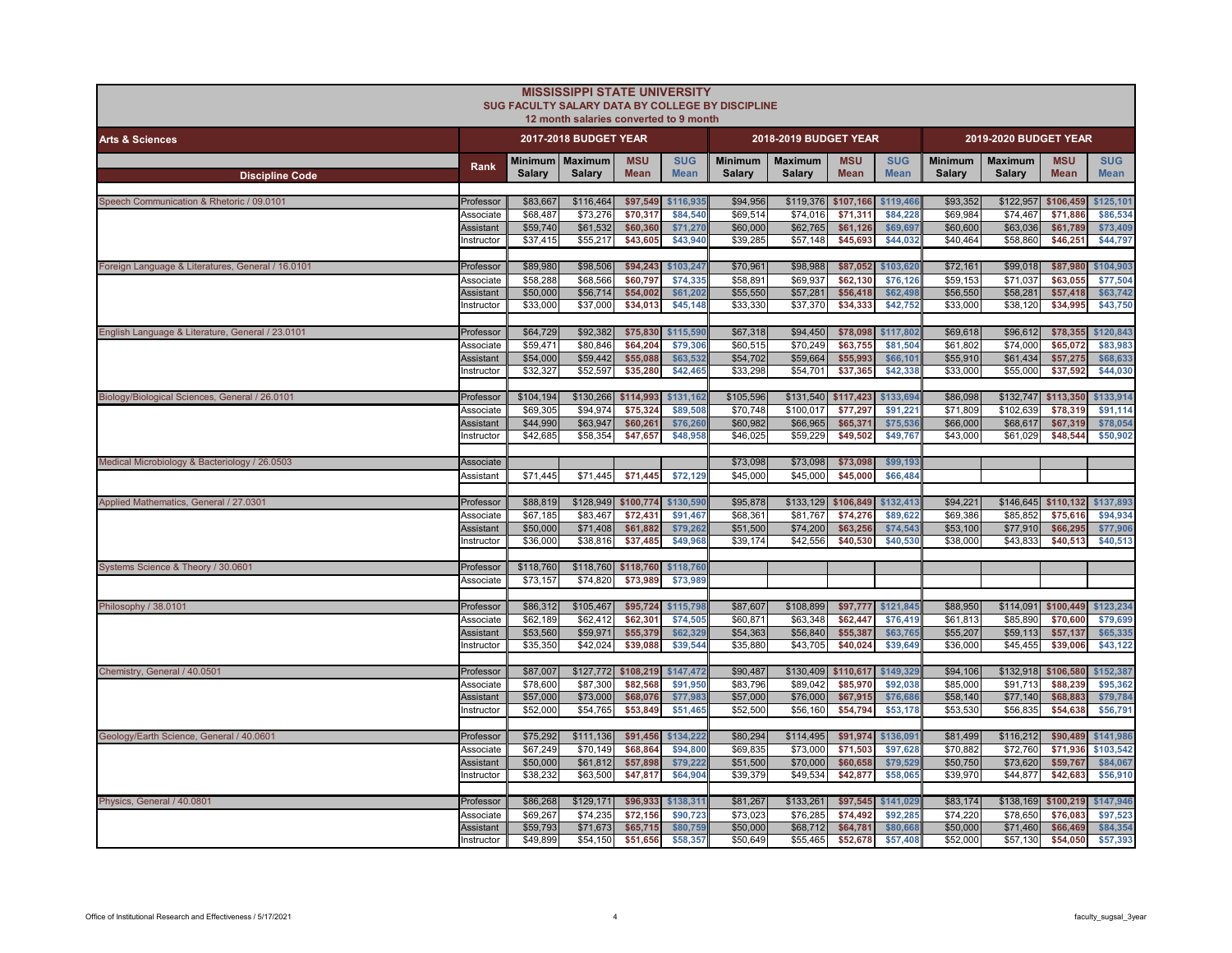# MISSISSIPPI STATE UNIVERSITY

## SUG FACULTY SALARY DATA BY COLLEGE BY DISCIPLINE

12 month salaries converted to 9 month

| Arts & Sciences | | 2017-2018 BUDGET YEAR | | | | 2018-2019 BUDGET YEAR | | | | 2019-2020 BUDGET YEAR | | | |
|---|---|---|---|---|---|---|---|---|---|---|---|---|---|
| Discipline Code | Rank | Minimum Salary | Maximum Salary | MSU Mean | SUG Mean | Minimum Salary | Maximum Salary | MSU Mean | SUG Mean | Minimum Salary | Maximum Salary | MSU Mean | SUG Mean |
| Speech Communication & Rhetoric / 09.0101 | Professor | $83,667 | $116,464 | $97,549 | $116,935 | $94,956 | $119,376 | $107,166 | $119,466 | $93,352 | $122,957 | $106,459 | $125,101 |
| | Associate | $68,487 | $73,276 | $70,317 | $84,540 | $69,514 | $74,016 | $71,311 | $84,228 | $69,984 | $74,467 | $71,886 | $86,534 |
| | Assistant | $59,740 | $61,532 | $60,360 | $71,270 | $60,000 | $62,765 | $61,126 | $69,697 | $60,600 | $63,036 | $61,789 | $73,409 |
| | Instructor | $37,415 | $55,217 | $43,605 | $43,940 | $39,285 | $57,148 | $45,693 | $44,032 | $40,464 | $58,860 | $46,251 | $44,797 |
| Foreign Language & Literatures, General / 16.0101 | Professor | $89,980 | $98,506 | $94,243 | $103,247 | $70,961 | $98,988 | $87,052 | $103,620 | $72,161 | $99,018 | $87,980 | $104,903 |
| | Associate | $58,288 | $68,566 | $60,797 | $74,335 | $58,891 | $69,937 | $62,130 | $76,126 | $59,153 | $71,037 | $63,055 | $77,504 |
| | Assistant | $50,000 | $56,714 | $54,002 | $61,202 | $55,550 | $57,281 | $56,418 | $62,498 | $56,550 | $58,281 | $57,418 | $63,742 |
| | Instructor | $33,000 | $37,000 | $34,013 | $45,148 | $33,330 | $37,370 | $34,333 | $42,752 | $33,000 | $38,120 | $34,995 | $43,750 |
| English Language & Literature, General / 23.0101 | Professor | $64,729 | $92,382 | $75,830 | $115,590 | $67,318 | $94,450 | $78,098 | $117,802 | $69,618 | $96,612 | $78,355 | $120,843 |
| | Associate | $59,471 | $80,846 | $64,204 | $79,306 | $60,515 | $70,249 | $63,755 | $81,504 | $61,802 | $74,000 | $65,072 | $83,983 |
| | Assistant | $54,000 | $59,442 | $55,088 | $63,532 | $54,702 | $59,664 | $55,993 | $66,101 | $55,910 | $61,434 | $57,275 | $68,633 |
| | Instructor | $32,327 | $52,597 | $35,280 | $42,465 | $33,298 | $54,701 | $37,365 | $42,338 | $33,000 | $55,000 | $37,592 | $44,030 |
| Biology/Biological Sciences, General / 26.0101 | Professor | $104,194 | $130,266 | $114,993 | $131,162 | $105,596 | $131,540 | $117,423 | $133,694 | $86,098 | $132,747 | $113,350 | $133,914 |
| | Associate | $69,305 | $94,974 | $75,324 | $89,508 | $70,748 | $100,017 | $77,297 | $91,221 | $71,809 | $102,639 | $78,319 | $91,114 |
| | Assistant | $44,990 | $63,947 | $60,261 | $76,260 | $60,982 | $66,965 | $65,371 | $75,536 | $66,000 | $68,617 | $67,319 | $78,054 |
| | Instructor | $42,685 | $58,354 | $47,657 | $48,958 | $46,025 | $59,229 | $49,502 | $49,767 | $43,000 | $61,029 | $48,544 | $50,902 |
| Medical Microbiology & Bacteriology / 26.0503 | Associate | | | | | $73,098 | $73,098 | $73,098 | $99,193 | | | | |
| | Assistant | $71,445 | $71,445 | $71,445 | $72,129 | $45,000 | $45,000 | $45,000 | $66,484 | | | | |
| Applied Mathematics, General / 27.0301 | Professor | $88,819 | $128,949 | $100,774 | $130,590 | $95,878 | $133,129 | $106,849 | $132,413 | $94,221 | $146,645 | $110,132 | $137,893 |
| | Associate | $67,185 | $83,467 | $72,431 | $91,467 | $68,361 | $81,767 | $74,276 | $89,622 | $69,386 | $85,852 | $75,616 | $94,934 |
| | Assistant | $50,000 | $71,408 | $61,882 | $79,262 | $51,500 | $74,200 | $63,256 | $74,543 | $53,100 | $77,910 | $66,295 | $77,906 |
| | Instructor | $36,000 | $38,816 | $37,485 | $49,968 | $39,174 | $42,556 | $40,530 | $40,530 | $38,000 | $43,833 | $40,513 | $40,513 |
| Systems Science & Theory / 30.0601 | Professor | $118,760 | $118,760 | $118,760 | $118,760 | | | | | | | | |
| | Associate | $73,157 | $74,820 | $73,989 | $73,989 | | | | | | | | |
| Philosophy / 38.0101 | Professor | $86,312 | $105,467 | $95,724 | $115,798 | $87,607 | $108,899 | $97,777 | $121,845 | $88,950 | $114,091 | $100,449 | $123,234 |
| | Associate | $62,189 | $62,412 | $62,301 | $74,505 | $60,871 | $63,348 | $62,447 | $76,419 | $61,813 | $85,890 | $70,600 | $79,699 |
| | Assistant | $53,560 | $59,971 | $55,379 | $62,329 | $54,363 | $56,840 | $55,387 | $63,765 | $55,207 | $59,113 | $57,137 | $65,335 |
| | Instructor | $35,350 | $42,024 | $39,088 | $39,544 | $35,880 | $43,705 | $40,024 | $39,649 | $36,000 | $45,455 | $39,006 | $43,122 |
| Chemistry, General / 40.0501 | Professor | $87,007 | $127,772 | $108,219 | $147,472 | $90,487 | $130,409 | $110,617 | $149,329 | $94,106 | $132,918 | $106,580 | $152,387 |
| | Associate | $78,600 | $87,300 | $82,568 | $91,950 | $83,796 | $89,042 | $85,970 | $92,038 | $85,000 | $91,713 | $88,239 | $95,362 |
| | Assistant | $57,000 | $73,000 | $68,076 | $77,983 | $57,000 | $76,000 | $67,915 | $76,686 | $58,140 | $77,140 | $68,883 | $79,784 |
| | Instructor | $52,000 | $54,765 | $53,849 | $51,465 | $52,500 | $56,160 | $54,794 | $53,178 | $53,530 | $56,835 | $54,638 | $56,791 |
| Geology/Earth Science, General / 40.0601 | Professor | $75,292 | $111,136 | $91,456 | $134,222 | $80,294 | $114,495 | $91,974 | $136,091 | $81,499 | $116,212 | $90,489 | $141,986 |
| | Associate | $67,249 | $70,149 | $68,864 | $94,800 | $69,835 | $73,000 | $71,503 | $97,628 | $70,882 | $72,760 | $71,936 | $103,542 |
| | Assistant | $50,000 | $61,812 | $57,898 | $79,222 | $51,500 | $70,000 | $60,658 | $79,529 | $50,750 | $73,620 | $59,767 | $84,067 |
| | Instructor | $38,232 | $63,500 | $47,817 | $64,904 | $39,379 | $49,534 | $42,877 | $58,065 | $39,970 | $44,877 | $42,683 | $56,910 |
| Physics, General / 40.0801 | Professor | $86,268 | $129,171 | $96,933 | $138,311 | $81,267 | $133,261 | $97,545 | $141,029 | $83,174 | $138,169 | $100,219 | $147,946 |
| | Associate | $69,267 | $74,235 | $72,156 | $90,723 | $73,023 | $76,285 | $74,492 | $92,285 | $74,220 | $78,650 | $76,083 | $97,523 |
| | Assistant | $59,793 | $71,673 | $65,715 | $80,759 | $50,000 | $68,712 | $64,781 | $80,668 | $50,000 | $71,460 | $66,469 | $84,354 |
| | Instructor | $49,899 | $54,150 | $51,656 | $58,357 | $50,649 | $55,465 | $52,678 | $57,408 | $52,000 | $57,130 | $54,050 | $57,393 |

Office of Institutional Research and Effectiveness / 5/17/2021 faculty_sugsal_3year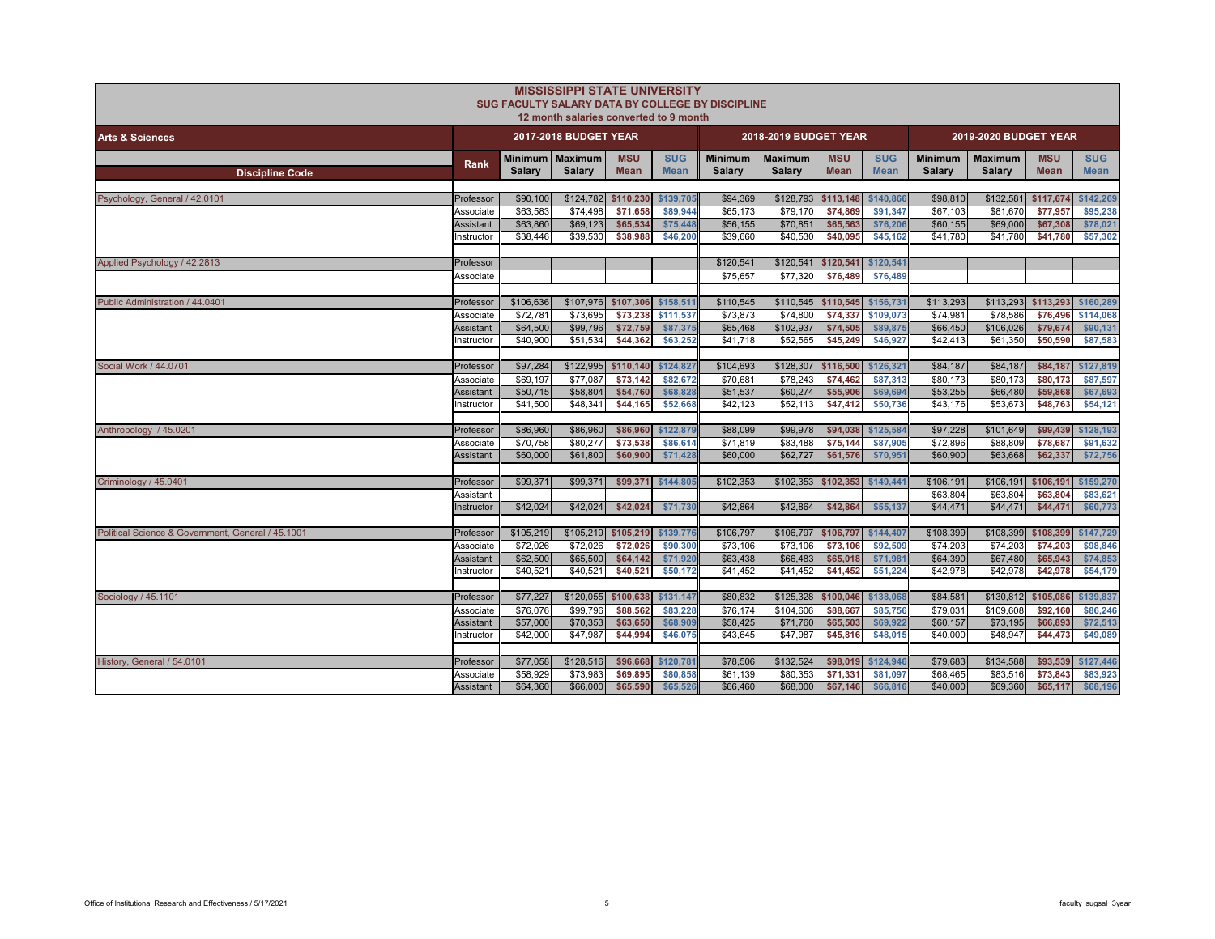# MISSISSIPPI STATE UNIVERSITY

## SUG FACULTY SALARY DATA BY COLLEGE BY DISCIPLINE

12 month salaries converted to 9 month

| Arts & Sciences | | 2017-2018 BUDGET YEAR | | | | 2018-2019 BUDGET YEAR | | | | 2019-2020 BUDGET YEAR | | | |
|---|---|---|---|---|---|---|---|---|---|---|---|---|---|
| Discipline Code | Rank | Minimum Salary | Maximum Salary | MSU Mean | SUG Mean | Minimum Salary | Maximum Salary | MSU Mean | SUG Mean | Minimum Salary | Maximum Salary | MSU Mean | SUG Mean |
| Psychology, General / 42.0101 | Professor | $90,100 | $124,782 | $110,230 | $139,705 | $94,369 | $128,793 | $113,148 | $140,866 | $98,810 | $132,581 | $117,674 | $142,269 |
| | Associate | $63,583 | $74,498 | $71,658 | $89,944 | $65,173 | $79,170 | $74,869 | $91,347 | $67,103 | $81,670 | $77,957 | $95,238 |
| | Assistant | $63,860 | $69,123 | $65,534 | $75,448 | $56,155 | $70,851 | $65,563 | $76,206 | $60,155 | $69,000 | $67,308 | $78,021 |
| | Instructor | $38,446 | $39,530 | $38,988 | $46,200 | $39,660 | $40,530 | $40,095 | $45,162 | $41,780 | $41,780 | $41,780 | $57,302 |
| Applied Psychology / 42.2813 | Professor | | | | | $120,541 | $120,541 | $120,541 | $120,541 | | | | |
| | Associate | | | | | $75,657 | $77,320 | $76,489 | $76,489 | | | | |
| Public Administration / 44.0401 | Professor | $106,636 | $107,976 | $107,306 | $158,511 | $110,545 | $110,545 | $110,545 | $156,731 | $113,293 | $113,293 | $113,293 | $160,289 |
| | Associate | $72,781 | $73,695 | $73,238 | $111,537 | $73,873 | $74,800 | $74,337 | $109,073 | $74,981 | $78,586 | $76,496 | $114,068 |
| | Assistant | $64,500 | $99,796 | $72,759 | $87,375 | $65,468 | $102,937 | $74,505 | $89,875 | $66,450 | $106,026 | $79,674 | $90,131 |
| | Instructor | $40,900 | $51,534 | $44,362 | $63,252 | $41,718 | $52,565 | $45,249 | $46,927 | $42,413 | $61,350 | $50,590 | $87,583 |
| Social Work / 44.0701 | Professor | $97,284 | $122,995 | $110,140 | $124,827 | $104,693 | $128,307 | $116,500 | $126,321 | $84,187 | $84,187 | $84,187 | $127,819 |
| | Associate | $69,197 | $77,087 | $73,142 | $82,672 | $70,681 | $78,243 | $74,462 | $87,313 | $80,173 | $80,173 | $80,173 | $87,597 |
| | Assistant | $50,715 | $58,804 | $54,760 | $68,828 | $51,537 | $60,274 | $55,906 | $69,694 | $53,255 | $66,480 | $59,868 | $67,693 |
| | Instructor | $41,500 | $48,341 | $44,165 | $52,668 | $42,123 | $52,113 | $47,412 | $50,736 | $43,176 | $53,673 | $48,763 | $54,121 |
| Anthropology / 45.0201 | Professor | $86,960 | $86,960 | $86,960 | $122,879 | $88,099 | $99,978 | $94,038 | $125,584 | $97,228 | $101,649 | $99,439 | $128,193 |
| | Associate | $70,758 | $80,277 | $73,538 | $86,614 | $71,819 | $83,488 | $75,144 | $87,905 | $72,896 | $88,809 | $78,687 | $91,632 |
| | Assistant | $60,000 | $61,800 | $60,900 | $71,428 | $60,000 | $62,727 | $61,576 | $70,951 | $60,900 | $63,668 | $62,337 | $72,756 |
| Criminology / 45.0401 | Professor | $99,371 | $99,371 | $99,371 | $144,805 | $102,353 | $102,353 | $102,353 | $149,441 | $106,191 | $106,191 | $106,191 | $159,270 |
| | Assistant | | | | | | | | | $63,804 | $63,804 | $63,804 | $83,621 |
| | Instructor | $42,024 | $42,024 | $42,024 | $71,730 | $42,864 | $42,864 | $42,864 | $55,137 | $44,471 | $44,471 | $44,471 | $60,773 |
| Political Science & Government, General / 45.1001 | Professor | $105,219 | $105,219 | $105,219 | $139,776 | $106,797 | $106,797 | $106,797 | $144,407 | $108,399 | $108,399 | $108,399 | $147,729 |
| | Associate | $72,026 | $72,026 | $72,026 | $90,300 | $73,106 | $73,106 | $73,106 | $92,509 | $74,203 | $74,203 | $74,203 | $98,846 |
| | Assistant | $62,500 | $65,500 | $64,142 | $71,920 | $63,438 | $66,483 | $65,018 | $71,981 | $64,390 | $67,480 | $65,943 | $74,853 |
| | Instructor | $40,521 | $40,521 | $40,521 | $50,172 | $41,452 | $41,452 | $41,452 | $51,224 | $42,978 | $42,978 | $42,978 | $54,179 |
| Sociology / 45.1101 | Professor | $77,227 | $120,055 | $100,638 | $131,147 | $80,832 | $125,328 | $100,046 | $138,068 | $84,581 | $130,812 | $105,086 | $139,837 |
| | Associate | $76,076 | $99,796 | $88,562 | $83,228 | $76,174 | $104,606 | $88,667 | $85,756 | $79,031 | $109,608 | $92,160 | $86,246 |
| | Assistant | $57,000 | $70,353 | $63,650 | $68,909 | $58,425 | $71,760 | $65,503 | $69,922 | $60,157 | $73,195 | $66,893 | $72,513 |
| | Instructor | $42,000 | $47,987 | $44,994 | $46,075 | $43,645 | $47,987 | $45,816 | $48,015 | $40,000 | $48,947 | $44,473 | $49,089 |
| History, General / 54.0101 | Professor | $77,058 | $128,516 | $96,668 | $120,781 | $78,506 | $132,524 | $98,019 | $124,946 | $79,683 | $134,588 | $93,539 | $127,446 |
| | Associate | $58,929 | $73,983 | $69,895 | $80,858 | $61,139 | $80,353 | $71,331 | $81,097 | $68,465 | $83,516 | $73,843 | $83,923 |
| | Assistant | $64,360 | $66,000 | $65,590 | $65,526 | $66,460 | $68,000 | $67,146 | $66,816 | $40,000 | $69,360 | $65,117 | $68,196 |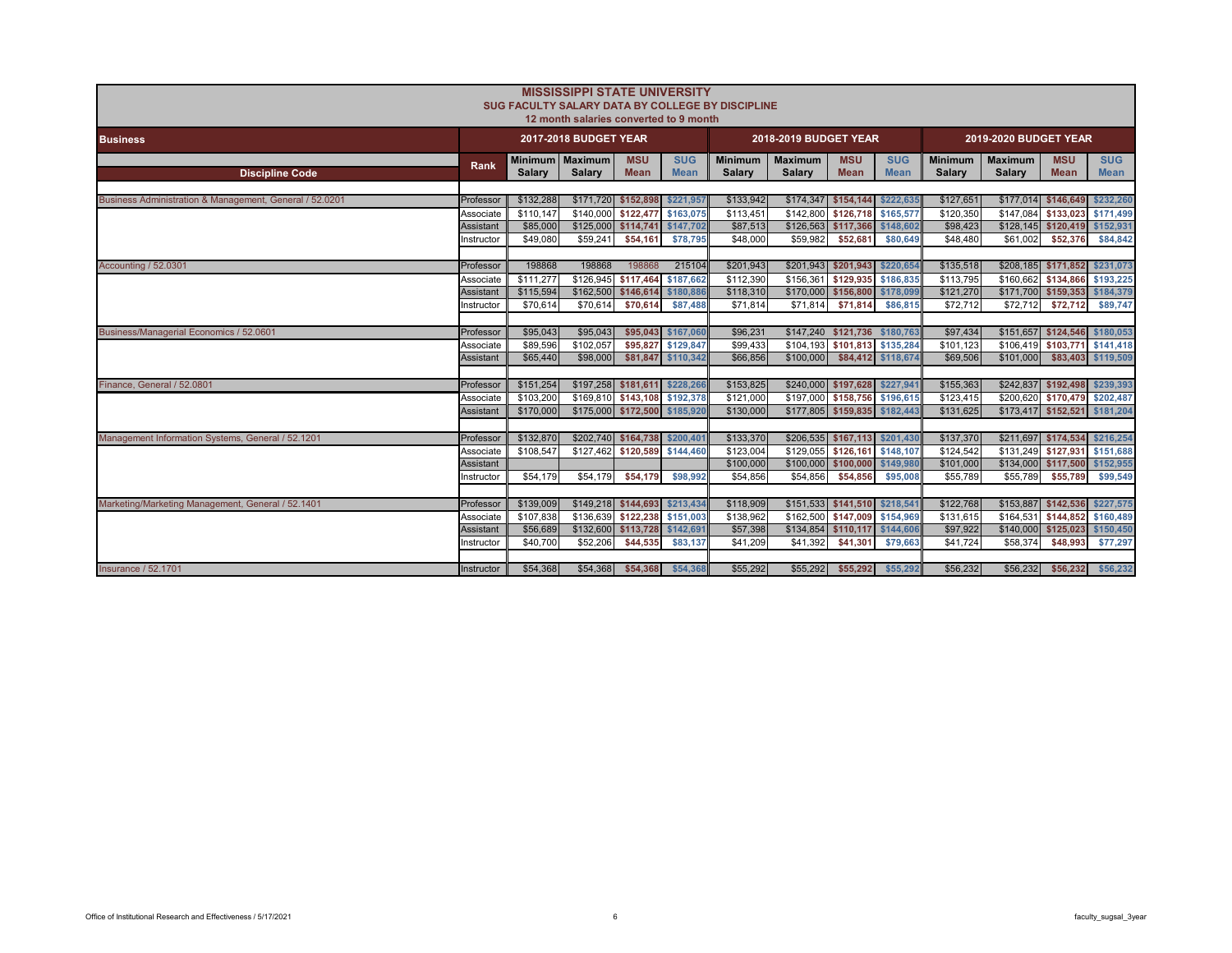# MISSISSIPPI STATE UNIVERSITY

## SUG FACULTY SALARY DATA BY COLLEGE BY DISCIPLINE

12 month salaries converted to 9 month

| Business | | 2017-2018 BUDGET YEAR | | | | 2018-2019 BUDGET YEAR | | | | 2019-2020 BUDGET YEAR | | | |
|---|---|---|---|---|---|---|---|---|---|---|---|---|---|
| Discipline Code | Rank | Minimum Salary | Maximum Salary | MSU Mean | SUG Mean | Minimum Salary | Maximum Salary | MSU Mean | SUG Mean | Minimum Salary | Maximum Salary | MSU Mean | SUG Mean |
| Business Administration & Management, General / 52.0201 | Professor | $132,288 | $171,720 | $152,898 | $221,957 | $133,942 | $174,347 | $154,144 | $222,635 | $127,651 | $177,014 | $146,649 | $232,260 |
| | Associate | $110,147 | $140,000 | $122,477 | $163,075 | $113,451 | $142,800 | $126,718 | $165,577 | $120,350 | $147,084 | $133,023 | $171,499 |
| | Assistant | $85,000 | $125,000 | $114,741 | $147,702 | $87,513 | $126,563 | $117,366 | $148,602 | $98,423 | $128,145 | $120,419 | $152,931 |
| | Instructor | $49,080 | $59,241 | $54,161 | $78,795 | $48,000 | $59,982 | $52,681 | $80,649 | $48,480 | $61,002 | $52,376 | $84,842 |
| Accounting / 52.0301 | Professor | 198868 | 198868 | 198868 | 215104 | $201,943 | $201,943 | $201,943 | $220,654 | $135,518 | $208,185 | $171,852 | $231,073 |
| | Associate | $111,277 | $126,945 | $117,464 | $187,662 | $112,390 | $156,361 | $129,935 | $186,835 | $113,795 | $160,662 | $134,866 | $193,225 |
| | Assistant | $115,594 | $162,500 | $146,614 | $180,886 | $118,310 | $170,000 | $156,800 | $178,099 | $121,270 | $171,700 | $159,353 | $184,379 |
| | Instructor | $70,614 | $70,614 | $70,614 | $87,488 | $71,814 | $71,814 | $71,814 | $86,815 | $72,712 | $72,712 | $72,712 | $89,747 |
| Business/Managerial Economics / 52.0601 | Professor | $95,043 | $95,043 | $95,043 | $167,060 | $96,231 | $147,240 | $121,736 | $180,763 | $97,434 | $151,657 | $124,546 | $180,053 |
| | Associate | $89,596 | $102,057 | $95,827 | $129,847 | $99,433 | $104,193 | $101,813 | $135,284 | $101,123 | $106,419 | $103,771 | $141,418 |
| | Assistant | $65,440 | $98,000 | $81,847 | $110,342 | $66,856 | $100,000 | $84,412 | $118,674 | $69,506 | $101,000 | $83,403 | $119,509 |
| Finance, General / 52.0801 | Professor | $151,254 | $197,258 | $181,611 | $228,266 | $153,825 | $240,000 | $197,628 | $227,941 | $155,363 | $242,837 | $192,498 | $239,393 |
| | Associate | $103,200 | $169,810 | $143,108 | $192,378 | $121,000 | $197,000 | $158,756 | $196,615 | $123,415 | $200,620 | $170,479 | $202,487 |
| | Assistant | $170,000 | $175,000 | $172,500 | $185,920 | $130,000 | $177,805 | $159,835 | $182,443 | $131,625 | $173,417 | $152,521 | $181,204 |
| Management Information Systems, General / 52.1201 | Professor | $132,870 | $202,740 | $164,738 | $200,401 | $133,370 | $206,535 | $167,113 | $201,430 | $137,370 | $211,697 | $174,534 | $216,254 |
| | Associate | $108,547 | $127,462 | $120,589 | $144,460 | $123,004 | $129,055 | $126,161 | $148,107 | $124,542 | $131,249 | $127,931 | $151,688 |
| | Assistant | | | | | $100,000 | $100,000 | $100,000 | $149,980 | $101,000 | $134,000 | $117,500 | $152,955 |
| | Instructor | $54,179 | $54,179 | $54,179 | $98,992 | $54,856 | $54,856 | $54,856 | $95,008 | $55,789 | $55,789 | $55,789 | $99,549 |
| Marketing/Marketing Management, General / 52.1401 | Professor | $139,009 | $149,218 | $144,693 | $213,434 | $118,909 | $151,533 | $141,510 | $218,541 | $122,768 | $153,887 | $142,536 | $227,575 |
| | Associate | $107,838 | $136,639 | $122,238 | $151,003 | $138,962 | $162,500 | $147,009 | $154,969 | $131,615 | $164,531 | $144,852 | $160,489 |
| | Assistant | $56,689 | $132,600 | $113,728 | $142,691 | $57,398 | $134,854 | $110,117 | $144,606 | $97,922 | $140,000 | $125,023 | $150,450 |
| | Instructor | $40,700 | $52,206 | $44,535 | $83,137 | $41,209 | $41,392 | $41,301 | $79,663 | $41,724 | $58,374 | $48,993 | $77,297 |
| Insurance / 52.1701 | Instructor | $54,368 | $54,368 | $54,368 | $54,368 | $55,292 | $55,292 | $55,292 | $55,292 | $56,232 | $56,232 | $56,232 | $56,232 |

Office of Institutional Research and Effectiveness / 5/17/2021 faculty_sugsal_3year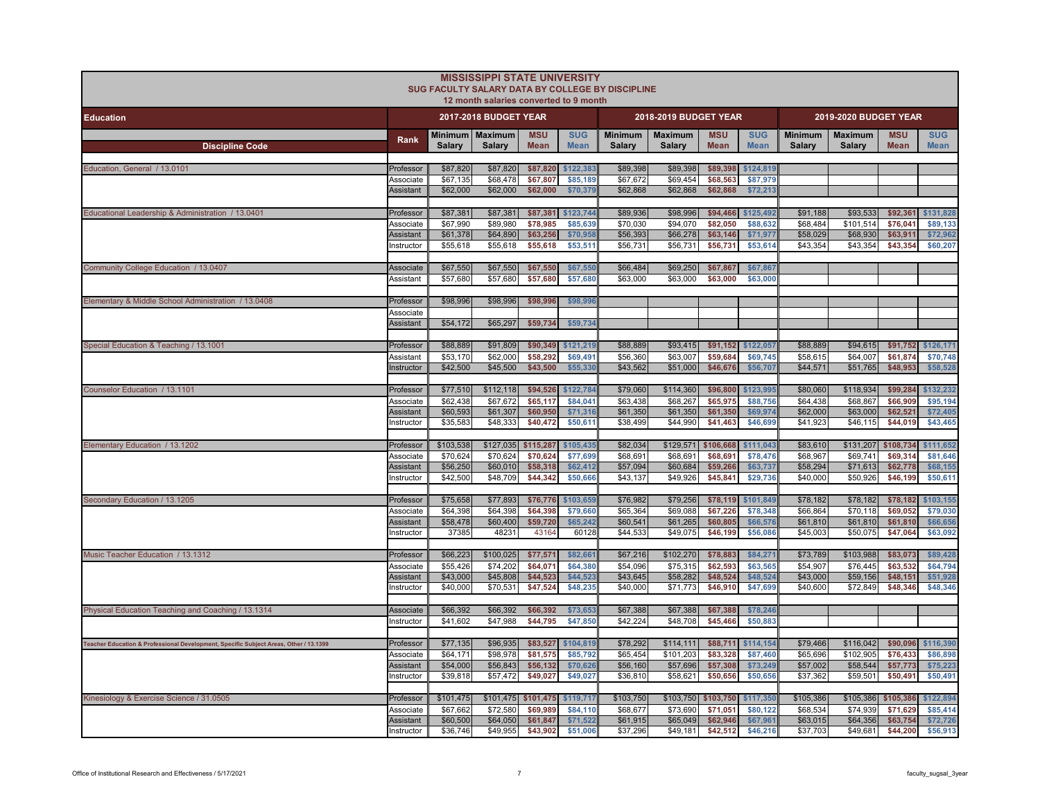# MISSISSIPPI STATE UNIVERSITY

## SUG FACULTY SALARY DATA BY COLLEGE BY DISCIPLINE

12 month salaries converted to 9 month

| Education | | 2017-2018 BUDGET YEAR | | | | 2018-2019 BUDGET YEAR | | | | 2019-2020 BUDGET YEAR | | | |
|---|---|---|---|---|---|---|---|---|---|---|---|---|---|
| Discipline Code | Rank | Minimum Salary | Maximum Salary | MSU Mean | SUG Mean | Minimum Salary | Maximum Salary | MSU Mean | SUG Mean | Minimum Salary | Maximum Salary | MSU Mean | SUG Mean |
| Education, General / 13.0101 | Professor | $87,820 | $87,820 | $87,820 | $122,383 | $89,398 | $89,398 | $89,398 | $124,819 | | | | |
| | Associate | $67,135 | $68,478 | $67,807 | $85,189 | $67,672 | $69,454 | $68,563 | $87,979 | | | | |
| | Assistant | $62,000 | $62,000 | $62,000 | $70,379 | $62,868 | $62,868 | $62,868 | $72,213 | | | | |
| Educational Leadership & Administration / 13.0401 | Professor | $87,381 | $87,381 | $87,381 | $123,744 | $89,936 | $98,996 | $94,466 | $125,492 | $91,188 | $93,533 | $92,361 | $131,828 |
| | Associate | $67,990 | $89,980 | $78,985 | $85,639 | $70,030 | $94,070 | $82,050 | $88,632 | $68,484 | $101,514 | $76,041 | $89,133 |
| | Assistant | $61,378 | $64,890 | $63,256 | $70,958 | $56,393 | $66,278 | $63,146 | $71,977 | $58,029 | $68,930 | $63,911 | $72,962 |
| | Instructor | $55,618 | $55,618 | $55,618 | $53,511 | $56,731 | $56,731 | $56,731 | $53,614 | $43,354 | $43,354 | $43,354 | $60,207 |
| Community College Education / 13.0407 | Associate | $67,550 | $67,550 | $67,550 | $67,550 | $66,484 | $69,250 | $67,867 | $67,867 | | | | |
| | Assistant | $57,680 | $57,680 | $57,680 | $57,680 | $63,000 | $63,000 | $63,000 | $63,000 | | | | |
| Elementary & Middle School Administration / 13.0408 | Professor | $98,996 | $98,996 | $98,996 | $98,996 | | | | | | | | |
| | Associate | | | | | | | | | | | | |
| | Assistant | $54,172 | $65,297 | $59,734 | $59,734 | | | | | | | | |
| Special Education & Teaching / 13.1001 | Professor | $88,889 | $91,809 | $90,349 | $121,219 | $88,889 | $93,415 | $91,152 | $122,057 | $88,889 | $94,615 | $91,752 | $126,171 |
| | Assistant | $53,170 | $62,000 | $58,292 | $69,491 | $56,360 | $63,007 | $59,684 | $69,745 | $58,615 | $64,007 | $61,874 | $70,748 |
| | Instructor | $42,500 | $45,500 | $43,500 | $55,330 | $43,562 | $51,000 | $46,676 | $56,707 | $44,571 | $51,765 | $48,953 | $58,528 |
| Counselor Education / 13.1101 | Professor | $77,510 | $112,118 | $94,526 | $122,784 | $79,060 | $114,360 | $96,800 | $123,995 | $80,060 | $118,934 | $99,284 | $132,232 |
| | Associate | $62,438 | $67,672 | $65,117 | $84,041 | $63,438 | $68,267 | $65,975 | $88,756 | $64,438 | $68,867 | $66,909 | $95,194 |
| | Assistant | $60,593 | $61,307 | $60,950 | $71,316 | $61,350 | $61,350 | $61,350 | $69,974 | $62,000 | $63,000 | $62,521 | $72,405 |
| | Instructor | $35,583 | $48,333 | $40,472 | $50,611 | $38,499 | $44,990 | $41,463 | $46,699 | $41,923 | $46,115 | $44,019 | $43,465 |
| Elementary Education / 13.1202 | Professor | $103,538 | $127,035 | $115,287 | $105,435 | $82,034 | $129,571 | $106,668 | $111,043 | $83,610 | $131,207 | $108,734 | $111,652 |
| | Associate | $70,624 | $70,624 | $70,624 | $77,699 | $68,691 | $68,691 | $68,691 | $78,476 | $68,967 | $69,741 | $69,314 | $81,646 |
| | Assistant | $56,250 | $60,010 | $58,318 | $62,412 | $57,094 | $60,684 | $59,266 | $63,737 | $58,294 | $71,613 | $62,778 | $68,155 |
| | Instructor | $42,500 | $48,709 | $44,342 | $50,666 | $43,137 | $49,926 | $45,841 | $29,736 | $40,000 | $50,926 | $46,199 | $50,611 |
| Secondary Education / 13.1205 | Professor | $75,658 | $77,893 | $76,776 | $103,659 | $76,982 | $79,256 | $78,119 | $101,849 | $78,182 | $78,182 | $78,182 | $103,155 |
| | Associate | $64,398 | $64,398 | $64,398 | $79,660 | $65,364 | $69,088 | $67,226 | $78,348 | $66,864 | $70,118 | $69,052 | $79,030 |
| | Assistant | $58,478 | $60,400 | $59,720 | $65,242 | $60,541 | $61,265 | $60,805 | $66,576 | $61,810 | $61,810 | $61,810 | $66,656 |
| | Instructor | 37385 | 48231 | 43164 | 60128 | $44,533 | $49,075 | $46,199 | $56,086 | $45,003 | $50,075 | $47,064 | $63,092 |
| Music Teacher Education / 13.1312 | Professor | $66,223 | $100,025 | $77,571 | $82,661 | $67,216 | $102,270 | $78,883 | $84,271 | $73,789 | $103,988 | $83,073 | $89,428 |
| | Associate | $55,426 | $74,202 | $64,071 | $64,380 | $54,096 | $75,315 | $62,593 | $63,565 | $54,907 | $76,445 | $63,532 | $64,794 |
| | Assistant | $43,000 | $45,808 | $44,523 | $44,523 | $43,645 | $58,282 | $48,524 | $48,524 | $43,000 | $59,156 | $48,151 | $51,928 |
| | Instructor | $40,000 | $70,531 | $47,524 | $48,235 | $40,000 | $71,773 | $46,910 | $47,699 | $40,600 | $72,849 | $48,346 | $48,346 |
| Physical Education Teaching and Coaching / 13.1314 | Associate | $66,392 | $66,392 | $66,392 | $73,653 | $67,388 | $67,388 | $67,388 | $78,246 | | | | |
| | Instructor | $41,602 | $47,988 | $44,795 | $47,850 | $42,224 | $48,708 | $45,466 | $50,883 | | | | |
| Teacher Education & Professional Development, Specific Subject Areas, Other / 13.1399 | Professor | $77,135 | $96,935 | $83,527 | $104,819 | $78,292 | $114,111 | $88,711 | $114,154 | $79,466 | $116,042 | $90,096 | $116,390 |
| | Associate | $64,171 | $98,978 | $81,575 | $85,792 | $65,454 | $101,203 | $83,328 | $87,460 | $65,696 | $102,905 | $76,433 | $86,898 |
| | Assistant | $54,000 | $56,843 | $56,132 | $70,626 | $56,160 | $57,696 | $57,308 | $73,249 | $57,002 | $58,544 | $57,773 | $75,223 |
| | Instructor | $39,818 | $57,472 | $49,027 | $49,027 | $36,810 | $58,621 | $50,656 | $50,656 | $37,362 | $59,501 | $50,491 | $50,491 |
| Kinesiology & Exercise Science / 31.0505 | Professor | $101,475 | $101,475 | $101,475 | $119,717 | $103,750 | $103,750 | $103,750 | $117,350 | $105,386 | $105,386 | $105,386 | $122,894 |
| | Associate | $67,662 | $72,580 | $69,989 | $84,110 | $68,677 | $73,690 | $71,051 | $80,122 | $68,534 | $74,939 | $71,629 | $85,414 |
| | Assistant | $60,500 | $64,050 | $61,847 | $71,522 | $61,915 | $65,049 | $62,946 | $67,961 | $63,015 | $64,356 | $63,754 | $72,726 |
| | Instructor | $36,746 | $49,955 | $43,902 | $51,006 | $37,296 | $49,181 | $42,512 | $46,216 | $37,703 | $49,681 | $44,200 | $56,913 |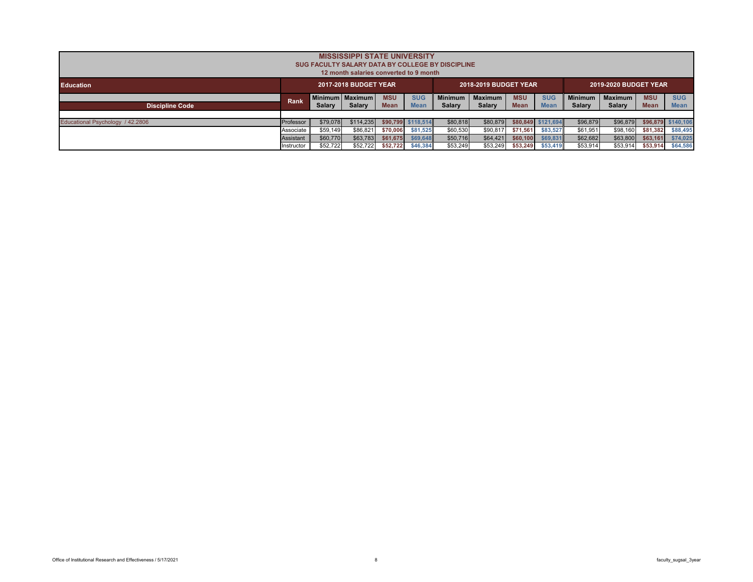# MISSISSIPPI STATE UNIVERSITY

## SUG FACULTY SALARY DATA BY COLLEGE BY DISCIPLINE

### 12 month salaries converted to 9 month

| Education | | 2017-2018 BUDGET YEAR | | | | 2018-2019 BUDGET YEAR | | | | 2019-2020 BUDGET YEAR | | | |
|---|---|---|---|---|---|---|---|---|---|---|---|---|---|
| Discipline Code | Rank | Minimum Salary | Maximum Salary | MSU Mean | SUG Mean | Minimum Salary | Maximum Salary | MSU Mean | SUG Mean | Minimum Salary | Maximum Salary | MSU Mean | SUG Mean |
| Educational Psychology / 42.2806 | Professor | $79,078 | $114,235 | $90,799 | $118,514 | $80,818 | $80,879 | $80,849 | $121,694 | $96,879 | $96,879 | $96,879 | $140,106 |
| | Associate | $59,149 | $86,821 | $70,006 | $81,525 | $60,530 | $90,817 | $71,561 | $83,527 | $61,951 | $98,160 | $81,382 | $88,495 |
| | Assistant | $60,770 | $63,783 | $61,675 | $69,648 | $50,716 | $64,421 | $60,100 | $69,831 | $62,682 | $63,800 | $63,161 | $74,025 |
| | Instructor | $52,722 | $52,722 | $52,722 | $46,384 | $53,249 | $53,249 | $53,249 | $53,419 | $53,914 | $53,914 | $53,914 | $64,586 |

Office of Institutional Research and Effectiveness / 5/17/2021

faculty_sugsal_3year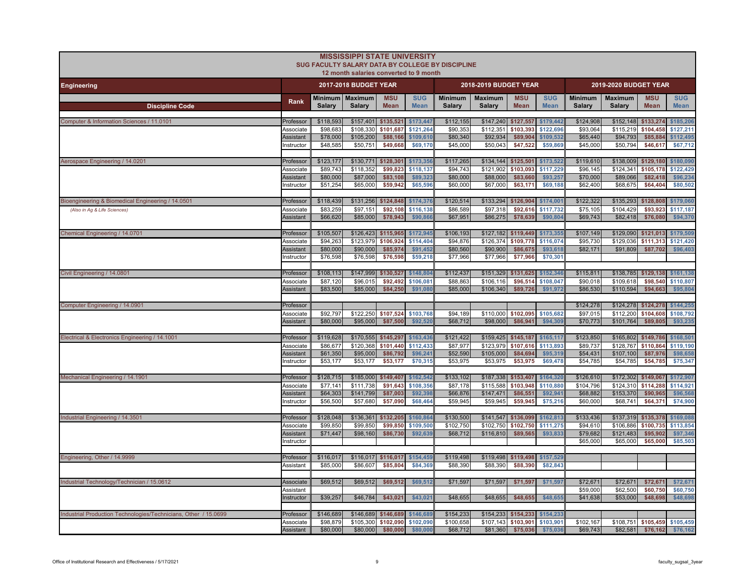# MISSISSIPPI STATE UNIVERSITY
## SUG FACULTY SALARY DATA BY COLLEGE BY DISCIPLINE
### 12 month salaries converted to 9 month

| Engineering | | 2017-2018 BUDGET YEAR | | | | 2018-2019 BUDGET YEAR | | | | 2019-2020 BUDGET YEAR | | | |
|---|---|---|---|---|---|---|---|---|---|---|---|---|---|
| Discipline Code | Rank | Minimum Salary | Maximum Salary | MSU Mean | SUG Mean | Minimum Salary | Maximum Salary | MSU Mean | SUG Mean | Minimum Salary | Maximum Salary | MSU Mean | SUG Mean |
| Computer & Information Sciences / 11.0101 | Professor | $118,593 | $157,401 | $135,521 | $173,447 | $112,155 | $147,240 | $127,557 | $179,442 | $124,908 | $152,148 | $133,274 | $185,206 |
| | Associate | $98,683 | $108,330 | $101,687 | $121,264 | $90,353 | $112,351 | $103,393 | $122,696 | $93,064 | $115,219 | $104,458 | $127,211 |
| | Assistant | $78,000 | $105,200 | $88,166 | $109,610 | $80,340 | $92,934 | $89,904 | $109,532 | $65,440 | $94,793 | $85,884 | $112,495 |
| | Instructor | $48,585 | $50,751 | $49,668 | $69,170 | $45,000 | $50,043 | $47,522 | $59,869 | $45,000 | $50,794 | $46,617 | $67,712 |
| Aerospace Engineering / 14.0201 | Professor | $123,177 | $130,771 | $128,301 | $173,356 | $117,265 | $134,144 | $125,501 | $173,522 | $119,610 | $138,009 | $129,180 | $180,090 |
| | Associate | $89,743 | $118,352 | $99,823 | $118,137 | $94,743 | $121,902 | $103,093 | $117,229 | $96,145 | $124,341 | $105,178 | $122,429 |
| | Assistant | $80,000 | $87,000 | $83,108 | $89,323 | $80,000 | $88,000 | $83,660 | $93,257 | $70,000 | $89,066 | $82,418 | $96,234 |
| | Instructor | $51,254 | $65,000 | $59,942 | $65,596 | $60,000 | $67,000 | $63,171 | $69,188 | $62,400 | $68,675 | $64,404 | $80,502 |
| Bioengineering & Biomedical Engineering / 14.0501 | Professor | $118,439 | $131,256 | $124,848 | $174,376 | $120,514 | $133,294 | $126,904 | $174,001 | $122,322 | $135,293 | $128,808 | $179,060 |
| *(Also in Ag & Life Sciences)* | Associate | $83,259 | $97,151 | $92,108 | $116,138 | $86,589 | $97,318 | $92,616 | $117,732 | $75,105 | $104,429 | $93,923 | $117,187 |
| | Assistant | $66,620 | $85,000 | $78,943 | $90,866 | $67,951 | $86,275 | $78,639 | $90,804 | $69,743 | $82,418 | $76,080 | $94,370 |
| Chemical Engineering / 14.0701 | Professor | $105,507 | $126,423 | $115,965 | $172,945 | $106,193 | $127,182 | $119,449 | $173,355 | $107,149 | $129,090 | $121,013 | $179,509 |
| | Associate | $94,263 | $123,979 | $106,924 | $114,404 | $94,876 | $126,374 | $109,778 | $116,074 | $95,730 | $129,036 | $111,313 | $121,420 |
| | Assistant | $80,000 | $90,000 | $85,974 | $91,452 | $80,560 | $90,900 | $86,675 | $93,618 | $82,171 | $91,809 | $87,702 | $96,403 |
| | Instructor | $76,598 | $76,598 | $76,598 | $59,218 | $77,966 | $77,966 | $77,966 | $70,301 | | | | |
| Civil Engineering / 14.0801 | Professor | $108,113 | $147,999 | $130,527 | $148,804 | $112,437 | $151,329 | $131,625 | $152,346 | $115,811 | $138,785 | $129,138 | $161,138 |
| | Associate | $87,120 | $96,015 | $92,492 | $106,081 | $88,863 | $106,116 | $96,514 | $108,047 | $90,018 | $109,618 | $98,540 | $110,807 |
| | Assistant | $83,500 | $85,000 | $84,250 | $91,080 | $85,000 | $106,340 | $89,726 | $91,972 | $86,530 | $110,594 | $94,663 | $95,804 |
| Computer Engineering / 14.0901 | Professor | | | | | | | | | $124,278 | $124,278 | $124,278 | $144,255 |
| | Associate | $92,797 | $122,250 | $107,524 | $103,768 | $94,189 | $110,000 | $102,095 | $105,682 | $97,015 | $112,200 | $104,608 | $108,792 |
| | Assistant | $80,000 | $95,000 | $87,500 | $92,520 | $68,712 | $98,000 | $86,941 | $94,309 | $70,773 | $101,764 | $89,805 | $93,235 |
| Electrical & Electronics Engineering / 14.1001 | Professor | $119,628 | $170,555 | $145,297 | $163,436 | $121,422 | $159,425 | $145,187 | $165,117 | $123,850 | $165,802 | $149,786 | $168,501 |
| | Associate | $86,677 | $120,368 | $101,440 | $112,433 | $87,977 | $123,979 | $107,616 | $113,893 | $89,737 | $128,767 | $110,864 | $119,190 |
| | Assistant | $61,350 | $95,000 | $86,792 | $96,241 | $52,590 | $105,000 | $84,694 | $95,319 | $54,431 | $107,100 | $87,976 | $98,658 |
| | Instructor | $53,177 | $53,177 | $53,177 | $70,315 | $53,975 | $53,975 | $53,975 | $69,478 | $54,785 | $54,785 | $54,785 | $75,347 |
| Mechanical Engineering / 14.1901 | Professor | $128,715 | $185,000 | $149,407 | $162,542 | $133,102 | $187,338 | $153,407 | $164,320 | $126,610 | $172,302 | $149,067 | $172,907 |
| | Associate | $77,141 | $111,738 | $91,643 | $108,356 | $87,178 | $115,588 | $103,948 | $110,880 | $104,796 | $124,310 | $114,288 | $114,921 |
| | Assistant | $64,303 | $141,799 | $87,003 | $92,398 | $66,876 | $147,471 | $86,551 | $92,941 | $68,882 | $153,370 | $90,965 | $96,568 |
| | Instructor | $56,500 | $57,680 | $57,090 | $68,464 | $59,945 | $59,945 | $59,945 | $75,216 | $60,000 | $68,741 | $64,371 | $74,900 |
| Industrial Engineering / 14.3501 | Professor | $128,048 | $136,361 | $132,205 | $160,864 | $130,500 | $141,547 | $136,099 | $162,813 | $133,436 | $137,319 | $135,378 | $169,088 |
| | Associate | $99,850 | $99,850 | $99,850 | $109,500 | $102,750 | $102,750 | $102,750 | $111,275 | $94,610 | $106,886 | $100,735 | $113,854 |
| | Assistant | $71,447 | $98,160 | $86,730 | $92,639 | $68,712 | $116,810 | $89,565 | $93,833 | $79,682 | $121,483 | $95,902 | $97,346 |
| | Instructor | | | | | | | | | $65,000 | $65,000 | $65,000 | $85,503 |
| Engineering, Other / 14.9999 | Professor | $116,017 | $116,017 | $116,017 | $154,459 | $119,498 | $119,498 | $119,498 | $157,529 | | | | |
| | Assistant | $85,000 | $86,607 | $85,804 | $84,369 | $88,390 | $88,390 | $88,390 | $82,843 | | | | |
| Industrial Technology/Technician / 15.0612 | Associate | $69,512 | $69,512 | $69,512 | $69,512 | $71,597 | $71,597 | $71,597 | $71,597 | $72,671 | $72,671 | $72,671 | $72,671 |
| | Assistant | | | | | | | | | $59,000 | $62,500 | $60,750 | $60,750 |
| | Instructor | $39,257 | $46,784 | $43,021 | $43,021 | $48,655 | $48,655 | $48,655 | $48,655 | $41,638 | $53,000 | $48,698 | $48,698 |
| Industrial Production Technologies/Technicians, Other / 15.0699 | Professor | $146,689 | $146,689 | $146,689 | $146,689 | $154,233 | $154,233 | $154,233 | $154,233 | | | | |
| | Associate | $98,879 | $105,300 | $102,090 | $102,090 | $100,658 | $107,143 | $103,901 | $103,901 | $102,167 | $108,751 | $105,459 | $105,459 |
| | Assistant | $80,000 | $80,000 | $80,000 | $80,000 | $68,712 | $81,360 | $75,036 | $75,036 | $69,743 | $82,581 | $76,162 | $76,162 |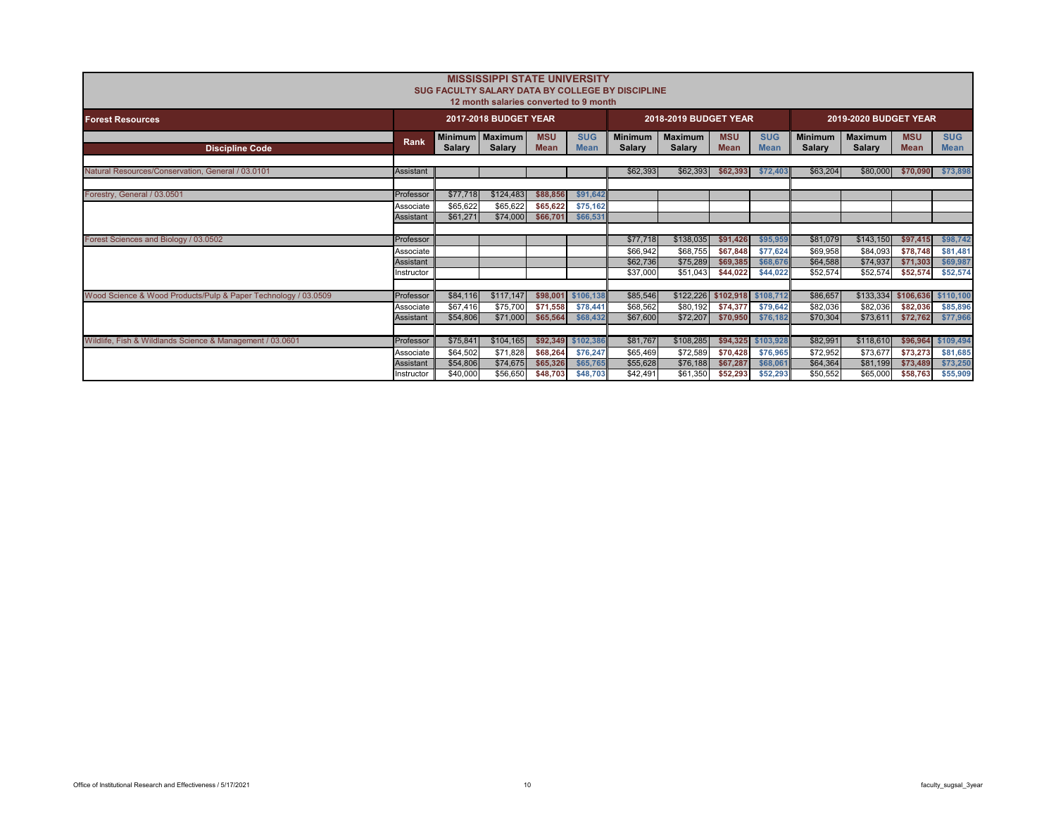# MISSISSIPPI STATE UNIVERSITY

## SUG FACULTY SALARY DATA BY COLLEGE BY DISCIPLINE

### 12 month salaries converted to 9 month

| Forest Resources | | 2017-2018 BUDGET YEAR | | | | 2018-2019 BUDGET YEAR | | | | 2019-2020 BUDGET YEAR | | | |
|---|---|---|---|---|---|---|---|---|---|---|---|---|---|
| **Discipline Code** | **Rank** | **Minimum Salary** | **Maximum Salary** | **MSU Mean** | **SUG Mean** | **Minimum Salary** | **Maximum Salary** | **MSU Mean** | **SUG Mean** | **Minimum Salary** | **Maximum Salary** | **MSU Mean** | **SUG Mean** |
| Natural Resources/Conservation, General / 03.0101 | Assistant | | | | | $62,393 | $62,393 | $62,393 | $72,403 | $63,204 | $80,000 | $70,090 | $73,898 |
| Forestry, General / 03.0501 | Professor | $77,718 | $124,483 | $88,856 | $91,642 | | | | | | | | |
| | Associate | $65,622 | $65,622 | $65,622 | $75,162 | | | | | | | | |
| | Assistant | $61,271 | $74,000 | $66,701 | $66,531 | | | | | | | | |
| Forest Sciences and Biology / 03.0502 | Professor | | | | | $77,718 | $138,035 | $91,426 | $95,959 | $81,079 | $143,150 | $97,415 | $98,742 |
| | Associate | | | | | $66,942 | $68,755 | $67,848 | $77,624 | $69,958 | $84,093 | $78,748 | $81,481 |
| | Assistant | | | | | $62,736 | $75,289 | $69,385 | $68,676 | $64,588 | $74,937 | $71,303 | $69,987 |
| | Instructor | | | | | $37,000 | $51,043 | $44,022 | $44,022 | $52,574 | $52,574 | $52,574 | $52,574 |
| Wood Science & Wood Products/Pulp & Paper Technology / 03.0509 | Professor | $84,116 | $117,147 | $98,001 | $106,138 | $85,546 | $122,226 | $102,918 | $108,712 | $86,657 | $133,334 | $106,636 | $110,100 |
| | Associate | $67,416 | $75,700 | $71,558 | $78,441 | $68,562 | $80,192 | $74,377 | $79,642 | $82,036 | $82,036 | $82,036 | $85,896 |
| | Assistant | $54,806 | $71,000 | $65,564 | $68,432 | $67,600 | $72,207 | $70,950 | $76,182 | $70,304 | $73,611 | $72,762 | $77,966 |
| Wildlife, Fish & Wildlands Science & Management / 03.0601 | Professor | $75,841 | $104,165 | $92,349 | $102,386 | $81,767 | $108,285 | $94,325 | $103,928 | $82,991 | $118,610 | $96,964 | $109,494 |
| | Associate | $64,502 | $71,828 | $68,264 | $76,247 | $65,469 | $72,589 | $70,428 | $76,965 | $72,952 | $73,677 | $73,273 | $81,685 |
| | Assistant | $54,806 | $74,675 | $65,326 | $65,765 | $55,628 | $76,188 | $67,287 | $68,061 | $64,364 | $81,199 | $73,489 | $73,250 |
| | Instructor | $40,000 | $56,650 | $48,703 | $48,703 | $42,491 | $61,350 | $52,293 | $52,293 | $50,552 | $65,000 | $58,763 | $55,909 |

Office of Institutional Research and Effectiveness / 5/17/2021

faculty_sugsal_3year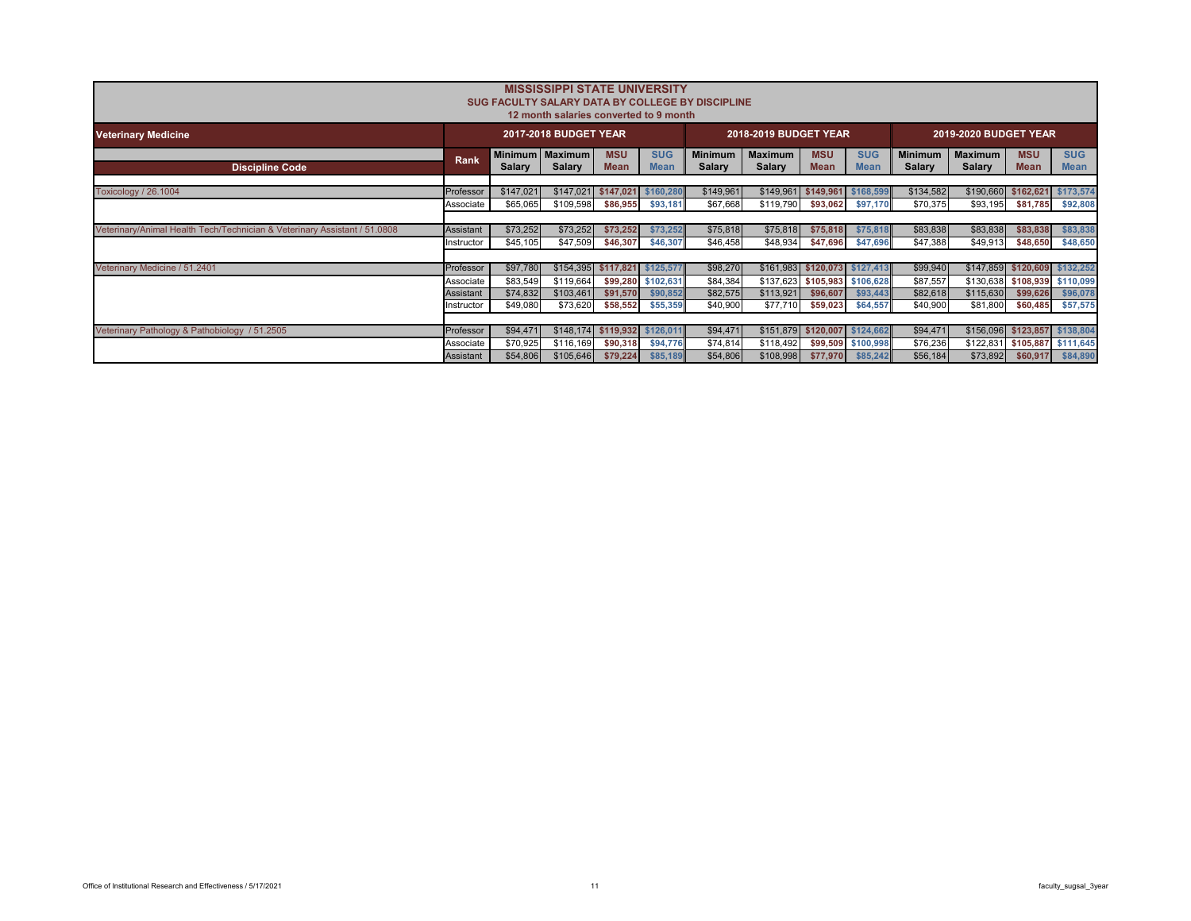# MISSISSIPPI STATE UNIVERSITY

## SUG FACULTY SALARY DATA BY COLLEGE BY DISCIPLINE

12 month salaries converted to 9 month

| Veterinary Medicine | | 2017-2018 BUDGET YEAR | | | | 2018-2019 BUDGET YEAR | | | | 2019-2020 BUDGET YEAR | | | |
|---|---|---|---|---|---|---|---|---|---|---|---|---|---|
| Discipline Code | Rank | Minimum Salary | Maximum Salary | MSU Mean | SUG Mean | Minimum Salary | Maximum Salary | MSU Mean | SUG Mean | Minimum Salary | Maximum Salary | MSU Mean | SUG Mean |
| Toxicology / 26.1004 | Professor | $147,021 | $147,021 | $147,021 | $160,280 | $149,961 | $149,961 | $149,961 | $168,599 | $134,582 | $190,660 | $162,621 | $173,574 |
| | Associate | $65,065 | $109,598 | $86,955 | $93,181 | $67,668 | $119,790 | $93,062 | $97,170 | $70,375 | $93,195 | $81,785 | $92,808 |
| Veterinary/Animal Health Tech/Technician & Veterinary Assistant / 51.0808 | Assistant | $73,252 | $73,252 | $73,252 | $73,252 | $75,818 | $75,818 | $75,818 | $75,818 | $83,838 | $83,838 | $83,838 | $83,838 |
| | Instructor | $45,105 | $47,509 | $46,307 | $46,307 | $46,458 | $48,934 | $47,696 | $47,696 | $47,388 | $49,913 | $48,650 | $48,650 |
| Veterinary Medicine / 51.2401 | Professor | $97,780 | $154,395 | $117,821 | $125,577 | $98,270 | $161,983 | $120,073 | $127,413 | $99,940 | $147,859 | $120,609 | $132,252 |
| | Associate | $83,549 | $119,664 | $99,280 | $102,631 | $84,384 | $137,623 | $105,983 | $106,628 | $87,557 | $130,638 | $108,939 | $110,099 |
| | Assistant | $74,832 | $103,461 | $91,570 | $90,852 | $82,575 | $113,921 | $96,607 | $93,443 | $82,618 | $115,630 | $99,626 | $96,078 |
| | Instructor | $49,080 | $73,620 | $58,552 | $55,359 | $40,900 | $77,710 | $59,023 | $64,557 | $40,900 | $81,800 | $60,485 | $57,575 |
| Veterinary Pathology & Pathobiology / 51.2505 | Professor | $94,471 | $148,174 | $119,932 | $126,011 | $94,471 | $151,879 | $120,007 | $124,662 | $94,471 | $156,096 | $123,857 | $138,804 |
| | Associate | $70,925 | $116,169 | $90,318 | $94,776 | $74,814 | $118,492 | $99,509 | $100,998 | $76,236 | $122,831 | $105,887 | $111,645 |
| | Assistant | $54,806 | $105,646 | $79,224 | $85,189 | $54,806 | $108,998 | $77,970 | $85,242 | $56,184 | $73,892 | $60,917 | $84,890 |

Office of Institutional Research and Effectiveness / 5/17/2021

faculty_sugsal_3year